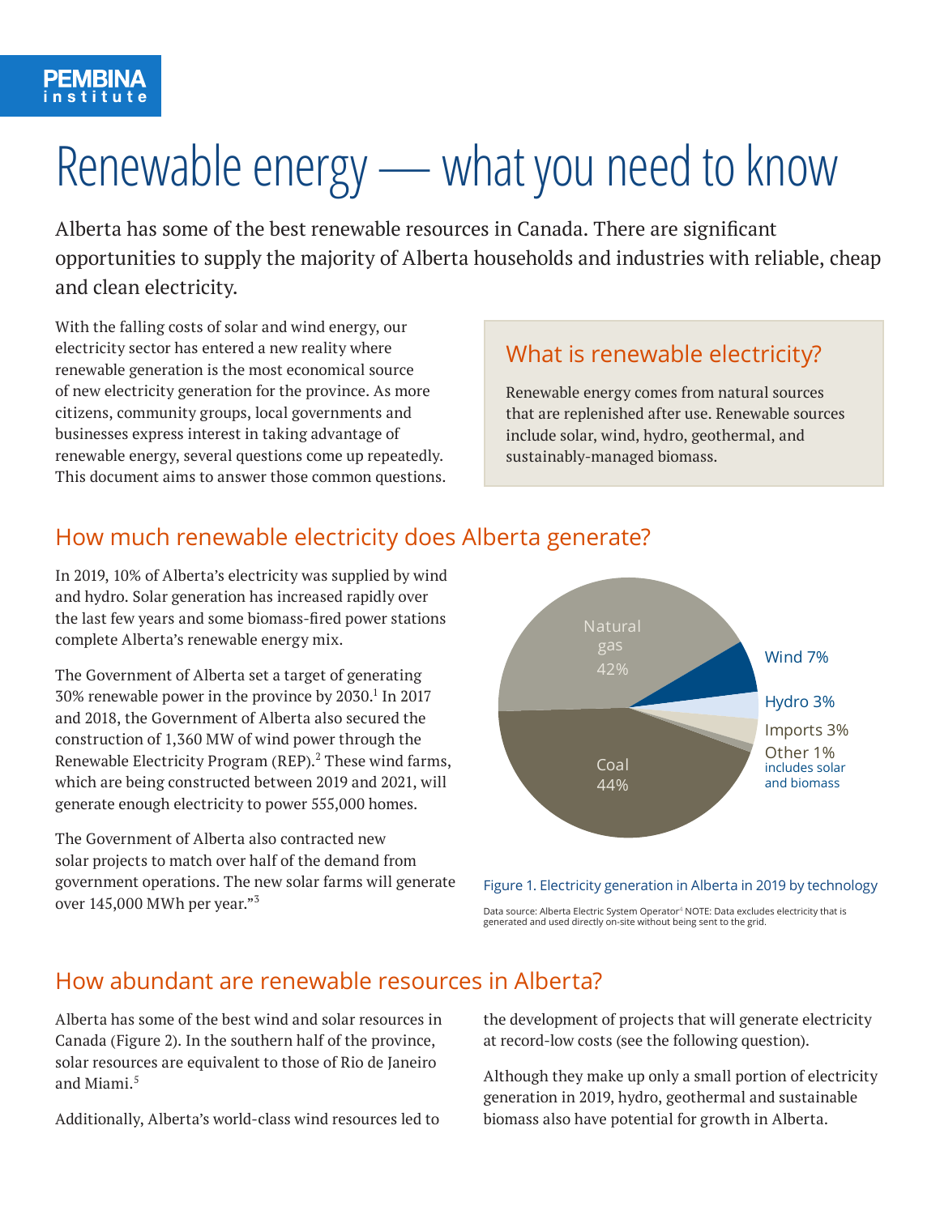# Renewable energy — what you need to know

Alberta has some of the best renewable resources in Canada. There are significant opportunities to supply the majority of Alberta households and industries with reliable, cheap and clean electricity.

With the falling costs of solar and wind energy, our electricity sector has entered a new reality where renewable generation is the most economical source of new electricity generation for the province. As more citizens, community groups, local governments and businesses express interest in taking advantage of renewable energy, several questions come up repeatedly. This document aims to answer those common questions.

### What is renewable electricity?

Renewable energy comes from natural sources that are replenished after use. Renewable sources include solar, wind, hydro, geothermal, and sustainably-managed biomass.

## How much renewable electricity does Alberta generate?

In 2019, 10% of Alberta's electricity was supplied by wind and hydro. Solar generation has increased rapidly over the last few years and some biomass-fired power stations complete Alberta's renewable energy mix.

The Government of Alberta set a target of generating 30% renewable power in the province by 2030.[1] In 2017 and 2018, the Government of Alberta also secured the construction of 1,360 MW of wind power through the Renewable Electricity Program (REP).[2] These wind farms, which are being constructed between 2019 and 2021, will generate enough electricity to power 555,000 homes.

The Government of Alberta also contracted new solar projects to match over half of the demand from government operations. The new solar farms will generate over 145,000 MWh per year."[3]

Natural gas 42%, Coal 44%, Wind 7%, Hydro 3%, Imports 3%, Other 1% (includes solar and biomass)

Figure 1. Electricity generation in Alberta in 2019 by technology

Data source: Alberta Electric System Operator[4] NOTE: Data excludes electricity that is generated and used directly on-site without being sent to the grid.

## How abundant are renewable resources in Alberta?

Alberta has some of the best wind and solar resources in Canada (Figure 2). In the southern half of the province, solar resources are equivalent to those of Rio de Janeiro and Miami.[5]

Additionally, Alberta's world-class wind resources led to the development of projects that will generate electricity at record-low costs (see the following question).

Although they make up only a small portion of electricity generation in 2019, hydro, geothermal and sustainable biomass also have potential for growth in Alberta.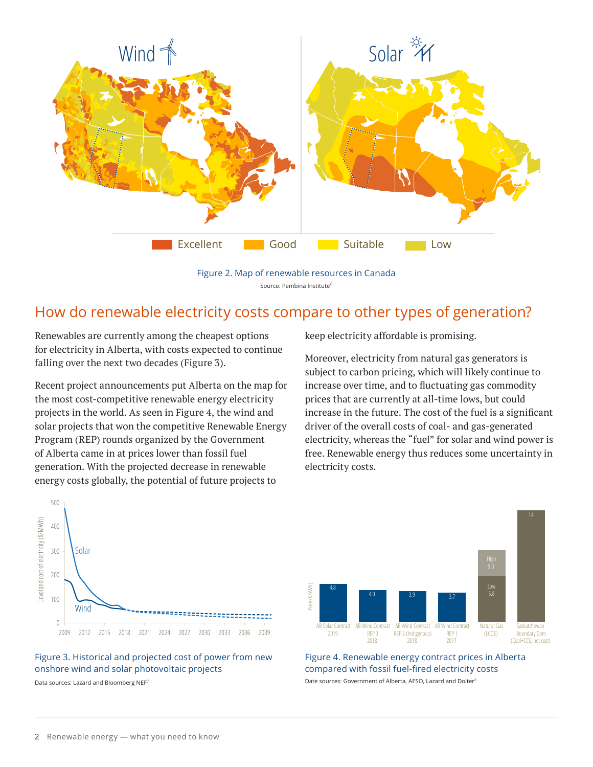Figure 2. Map of renewable resources in Canada

Source: Pembina Institute[6]

## How do renewable electricity costs compare to other types of generation?

Renewables are currently among the cheapest options for electricity in Alberta, with costs expected to continue falling over the next two decades (Figure 3).

Recent project announcements put Alberta on the map for the most cost-competitive renewable energy electricity projects in the world. As seen in Figure 4, the wind and solar projects that won the competitive Renewable Energy Program (REP) rounds organized by the Government of Alberta came in at prices lower than fossil fuel generation. With the projected decrease in renewable energy costs globally, the potential of future projects to keep electricity affordable is promising.

Moreover, electricity from natural gas generators is subject to carbon pricing, which will likely continue to increase over time, and to fluctuating gas commodity prices that are currently at all-time lows, but could increase in the future. The cost of the fuel is a significant driver of the overall costs of coal- and gas-generated electricity, whereas the "fuel" for solar and wind power is free. Renewable energy thus reduces some uncertainty in electricity costs.

Figure 3. Historical and projected cost of power from new onshore wind and solar photovoltaic projects

Data sources: Lazard and Bloomberg NEF[7]

Figure 4. Renewable energy contract prices in Alberta compared with fossil fuel-fired electricity costs

Date sources: Government of Alberta, AESO, Lazard and Dolter[8]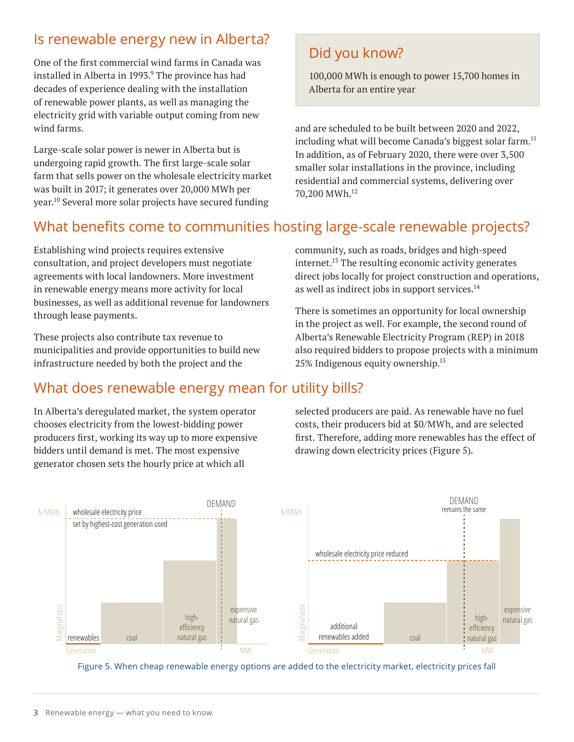## Is renewable energy new in Alberta?

One of the first commercial wind farms in Canada was installed in Alberta in 1993.[9] The province has had decades of experience dealing with the installation of renewable power plants, as well as managing the electricity grid with variable output coming from new wind farms.

Large-scale solar power is newer in Alberta but is undergoing rapid growth. The first large-scale solar farm that sells power on the wholesale electricity market was built in 2017; it generates over 20,000 MWh per year.[10] Several more solar projects have secured funding and are scheduled to be built between 2020 and 2022, including what will become Canada's biggest solar farm.[11] In addition, as of February 2020, there were over 3,500 smaller solar installations in the province, including residential and commercial systems, delivering over 70,200 MWh.[12]

> ### Did you know?
>
> 100,000 MWh is enough to power 15,700 homes in Alberta for an entire year

## What benefits come to communities hosting large-scale renewable projects?

Establishing wind projects requires extensive consultation, and project developers must negotiate agreements with local landowners. More investment in renewable energy means more activity for local businesses, as well as additional revenue for landowners through lease payments.

These projects also contribute tax revenue to municipalities and provide opportunities to build new infrastructure needed by both the project and the community, such as roads, bridges and high-speed internet.[13] The resulting economic activity generates direct jobs locally for project construction and operations, as well as indirect jobs in support services.[14]

There is sometimes an opportunity for local ownership in the project as well. For example, the second round of Alberta's Renewable Electricity Program (REP) in 2018 also required bidders to propose projects with a minimum 25% Indigenous equity ownership.[15]

## What does renewable energy mean for utility bills?

In Alberta's deregulated market, the system operator chooses electricity from the lowest-bidding power producers first, working its way up to more expensive bidders until demand is met. The most expensive generator chosen sets the hourly price at which all selected producers are paid. As renewable have no fuel costs, their producers bid at $0/MWh, and are selected first. Therefore, adding more renewables has the effect of drawing down electricity prices (Figure 5).

Figure 5. When cheap renewable energy options are added to the electricity market, electricity prices fall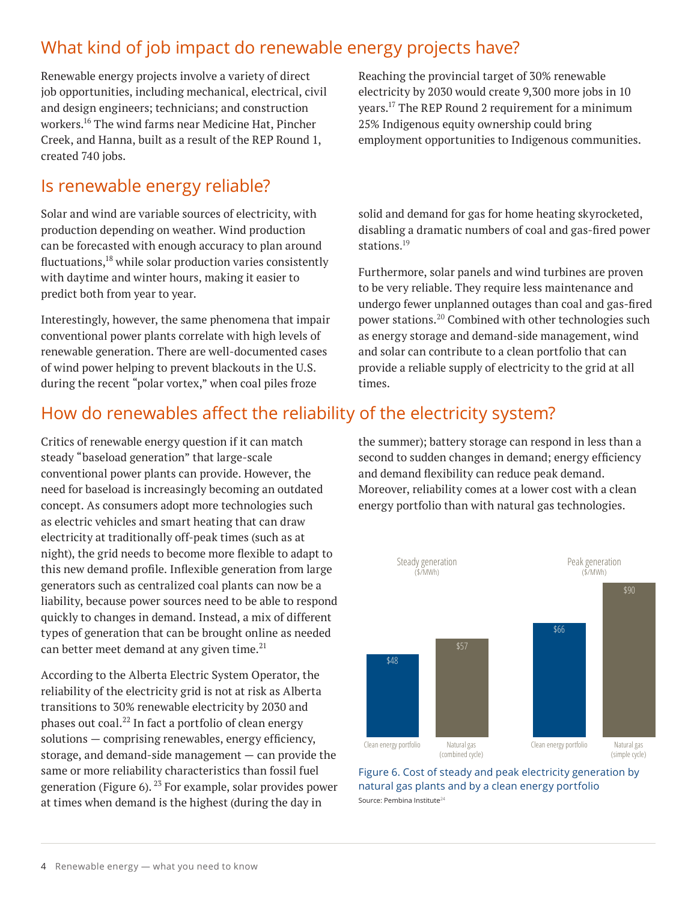## What kind of job impact do renewable energy projects have?

Renewable energy projects involve a variety of direct job opportunities, including mechanical, electrical, civil and design engineers; technicians; and construction workers.[16] The wind farms near Medicine Hat, Pincher Creek, and Hanna, built as a result of the REP Round 1, created 740 jobs.

Reaching the provincial target of 30% renewable electricity by 2030 would create 9,300 more jobs in 10 years.[17] The REP Round 2 requirement for a minimum 25% Indigenous equity ownership could bring employment opportunities to Indigenous communities.

## Is renewable energy reliable?

Solar and wind are variable sources of electricity, with production depending on weather. Wind production can be forecasted with enough accuracy to plan around fluctuations,[18] while solar production varies consistently with daytime and winter hours, making it easier to predict both from year to year.

Interestingly, however, the same phenomena that impair conventional power plants correlate with high levels of renewable generation. There are well-documented cases of wind power helping to prevent blackouts in the U.S. during the recent "polar vortex," when coal piles froze solid and demand for gas for home heating skyrocketed, disabling a dramatic numbers of coal and gas-fired power stations.[19]

Furthermore, solar panels and wind turbines are proven to be very reliable. They require less maintenance and undergo fewer unplanned outages than coal and gas-fired power stations.[20] Combined with other technologies such as energy storage and demand-side management, wind and solar can contribute to a clean portfolio that can provide a reliable supply of electricity to the grid at all times.

## How do renewables affect the reliability of the electricity system?

Critics of renewable energy question if it can match steady "baseload generation" that large-scale conventional power plants can provide. However, the need for baseload is increasingly becoming an outdated concept. As consumers adopt more technologies such as electric vehicles and smart heating that can draw electricity at traditionally off-peak times (such as at night), the grid needs to become more flexible to adapt to this new demand profile. Inflexible generation from large generators such as centralized coal plants can now be a liability, because power sources need to be able to respond quickly to changes in demand. Instead, a mix of different types of generation that can be brought online as needed can better meet demand at any given time.[21]

According to the Alberta Electric System Operator, the reliability of the electricity grid is not at risk as Alberta transitions to 30% renewable electricity by 2030 and phases out coal.[22] In fact a portfolio of clean energy solutions — comprising renewables, energy efficiency, storage, and demand-side management — can provide the same or more reliability characteristics than fossil fuel generation (Figure 6). [23] For example, solar provides power at times when demand is the highest (during the day in the summer); battery storage can respond in less than a second to sudden changes in demand; energy efficiency and demand flexibility can reduce peak demand. Moreover, reliability comes at a lower cost with a clean energy portfolio than with natural gas technologies.

| | Steady generation ($/MWh) | Peak generation ($/MWh) |
|---|---|---|
| Clean energy portfolio | $48 | $66 |
| Natural gas (combined cycle) | $57 | |
| Natural gas (simple cycle) | | $90 |

Figure 6. Cost of steady and peak electricity generation by natural gas plants and by a clean energy portfolio

Source: Pembina Institute[24]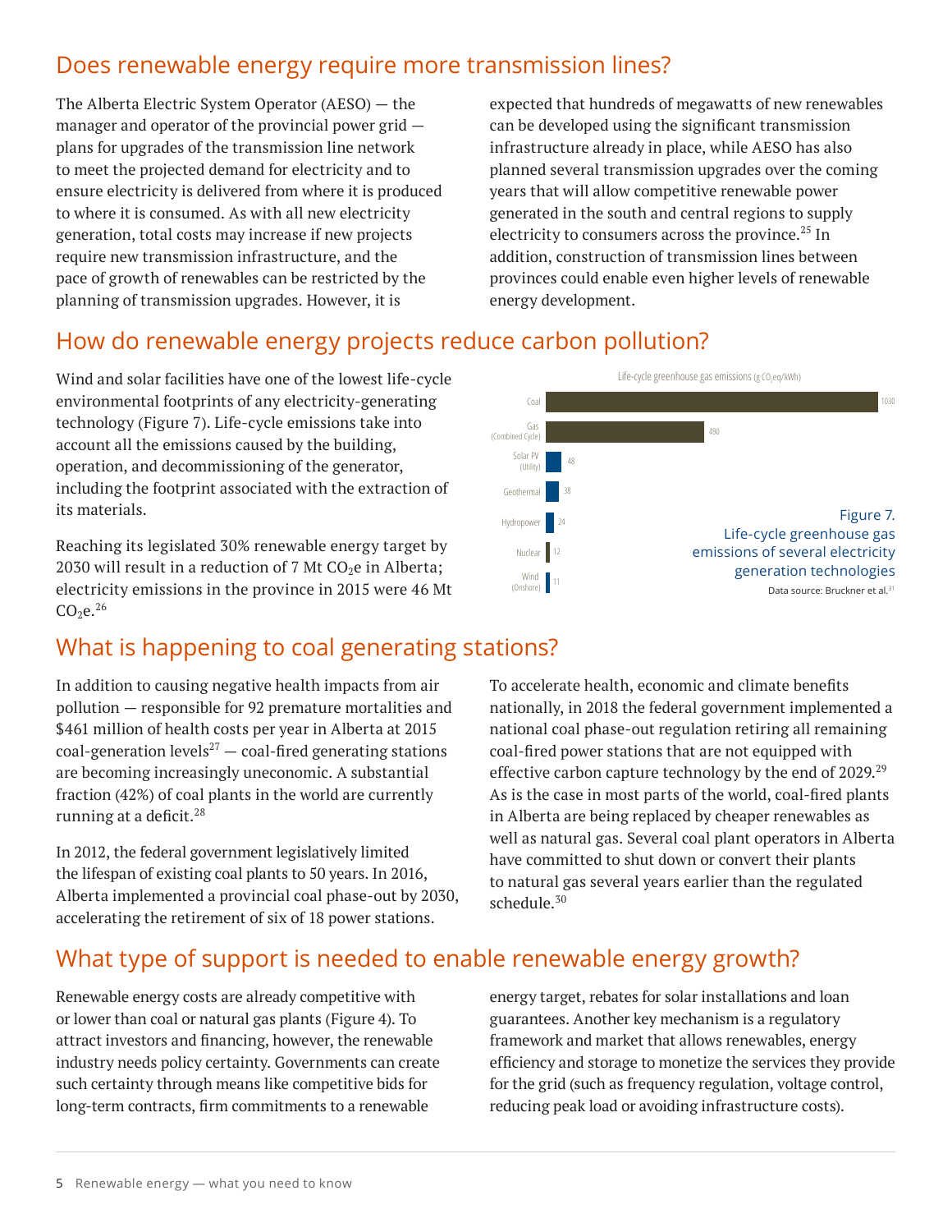## Does renewable energy require more transmission lines?

The Alberta Electric System Operator (AESO) — the manager and operator of the provincial power grid — plans for upgrades of the transmission line network to meet the projected demand for electricity and to ensure electricity is delivered from where it is produced to where it is consumed. As with all new electricity generation, total costs may increase if new projects require new transmission infrastructure, and the pace of growth of renewables can be restricted by the planning of transmission upgrades. However, it is expected that hundreds of megawatts of new renewables can be developed using the significant transmission infrastructure already in place, while AESO has also planned several transmission upgrades over the coming years that will allow competitive renewable power generated in the south and central regions to supply electricity to consumers across the province.[25] In addition, construction of transmission lines between provinces could enable even higher levels of renewable energy development.

## How do renewable energy projects reduce carbon pollution?

Wind and solar facilities have one of the lowest life-cycle environmental footprints of any electricity-generating technology (Figure 7). Life-cycle emissions take into account all the emissions caused by the building, operation, and decommissioning of the generator, including the footprint associated with the extraction of its materials.

Reaching its legislated 30% renewable energy target by 2030 will result in a reduction of 7 Mt $CO_2e$ in Alberta; electricity emissions in the province in 2015 were 46 Mt $CO_2e$.[26]

Life-cycle greenhouse gas emissions (g $CO_2eq$/kWh)

| Technology | Emissions |
|---|---|
| Coal | 1030 |
| Gas (Combined Cycle) | 490 |
| Solar PV (Utility) | 48 |
| Geothermal | 38 |
| Hydropower | 24 |
| Nuclear | 12 |
| Wind (Onshore) | 11 |

Figure 7. Life-cycle greenhouse gas emissions of several electricity generation technologies

Data source: Bruckner et al.[31]

## What is happening to coal generating stations?

In addition to causing negative health impacts from air pollution — responsible for 92 premature mortalities and $461 million of health costs per year in Alberta at 2015 coal-generation levels[27] — coal-fired generating stations are becoming increasingly uneconomic. A substantial fraction (42%) of coal plants in the world are currently running at a deficit.[28]

In 2012, the federal government legislatively limited the lifespan of existing coal plants to 50 years. In 2016, Alberta implemented a provincial coal phase-out by 2030, accelerating the retirement of six of 18 power stations.

To accelerate health, economic and climate benefits nationally, in 2018 the federal government implemented a national coal phase-out regulation retiring all remaining coal-fired power stations that are not equipped with effective carbon capture technology by the end of 2029.[29] As is the case in most parts of the world, coal-fired plants in Alberta are being replaced by cheaper renewables as well as natural gas. Several coal plant operators in Alberta have committed to shut down or convert their plants to natural gas several years earlier than the regulated schedule.[30]

## What type of support is needed to enable renewable energy growth?

Renewable energy costs are already competitive with or lower than coal or natural gas plants (Figure 4). To attract investors and financing, however, the renewable industry needs policy certainty. Governments can create such certainty through means like competitive bids for long-term contracts, firm commitments to a renewable energy target, rebates for solar installations and loan guarantees. Another key mechanism is a regulatory framework and market that allows renewables, energy efficiency and storage to monetize the services they provide for the grid (such as frequency regulation, voltage control, reducing peak load or avoiding infrastructure costs).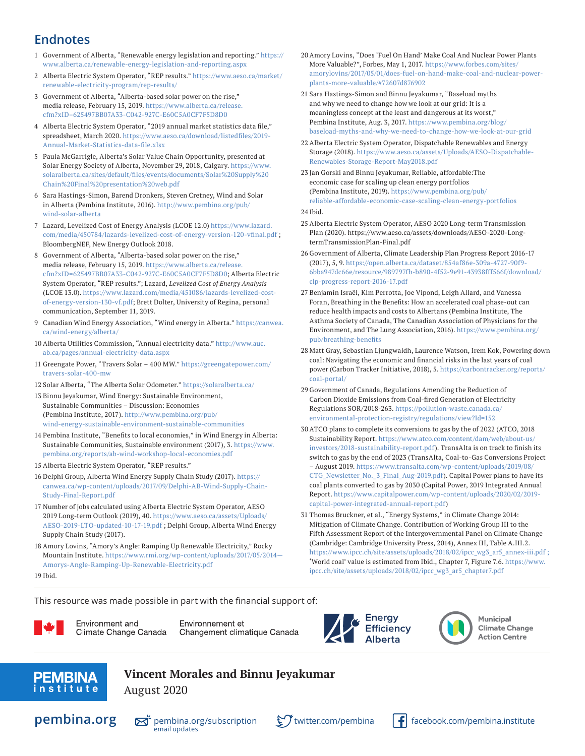## Endnotes

1 Government of Alberta, "Renewable energy legislation and reporting." https://www.alberta.ca/renewable-energy-legislation-and-reporting.aspx

2 Alberta Electric System Operator, "REP results." https://www.aeso.ca/market/renewable-electricity-program/rep-results/

3 Government of Alberta, "Alberta-based solar power on the rise," media release, February 15, 2019. https://www.alberta.ca/release.cfm?xID=625497BB07A33-C042-927C-E60C5A0CF7F5D8D0

4 Alberta Electric System Operator, "2019 annual market statistics data file," spreadsheet, March 2020. https://www.aeso.ca/download/listedfiles/2019-Annual-Market-Statistics-data-file.xlsx

5 Paula McGarrigle, Alberta's Solar Value Chain Opportunity, presented at Solar Energy Society of Alberta, November 29, 2018, Calgary. https://www.solaralberta.ca/sites/default/files/events/documents/Solar%20Supply%20Chain%20Final%20presentation%20web.pdf

6 Sara Hastings-Simon, Barend Dronkers, Steven Cretney, Wind and Solar in Alberta (Pembina Institute, 2016). http://www.pembina.org/pub/wind-solar-alberta

7 Lazard, Levelized Cost of Energy Analysis (LCOE 12.0) https://www.lazard.com/media/450784/lazards-levelized-cost-of-energy-version-120-vfinal.pdf ; BloombergNEF, New Energy Outlook 2018.

8 Government of Alberta, "Alberta-based solar power on the rise," media release, February 15, 2019. https://www.alberta.ca/release.cfm?xID=625497BB07A33-C042-927C-E60C5A0CF7F5D8D0; Alberta Electric System Operator, "REP results."; Lazard, *Levelized Cost of Energy Analysis* (LCOE 13.0). https://www.lazard.com/media/451086/lazards-levelized-cost-of-energy-version-130-vf.pdf; Brett Dolter, University of Regina, personal communication, September 11, 2019.

9 Canadian Wind Energy Association, "Wind energy in Alberta." https://canwea.ca/wind-energy/alberta/

10 Alberta Utilities Commission, "Annual electricity data." http://www.auc.ab.ca/pages/annual-electricity-data.aspx

11 Greengate Power, "Travers Solar – 400 MW." https://greengatepower.com/travers-solar-400-mw

12 Solar Alberta, "The Alberta Solar Odometer." https://solaralberta.ca/

13 Binnu Jeyakumar, Wind Energy: Sustainable Environment, Sustainable Communities – Discussion: Economies (Pembina Institute, 2017). http://www.pembina.org/pub/wind-energy-sustainable-environment-sustainable-communities

14 Pembina Institute, "Benefits to local economies," in Wind Energy in Alberta: Sustainable Communities, Sustainable environment (2017), 3. https://www.pembina.org/reports/ab-wind-workshop-local-economies.pdf

15 Alberta Electric System Operator, "REP results."

16 Delphi Group, Alberta Wind Energy Supply Chain Study (2017). https://canwea.ca/wp-content/uploads/2017/09/Delphi-AB-Wind-Supply-Chain-Study-Final-Report.pdf

17 Number of jobs calculated using Alberta Electric System Operator, AESO 2019 Long-term Outlook (2019), 40. https://www.aeso.ca/assets/Uploads/AESO-2019-LTO-updated-10-17-19.pdf ; Delphi Group, Alberta Wind Energy Supply Chain Study (2017).

18 Amory Lovins, "Amory's Angle: Ramping Up Renewable Electricity," Rocky Mountain Institute. https://www.rmi.org/wp-content/uploads/2017/05/2014—Amorys-Angle-Ramping-Up-Renewable-Electricity.pdf

19 Ibid.

20 Amory Lovins, "Does 'Fuel On Hand' Make Coal And Nuclear Power Plants More Valuable?", Forbes, May 1, 2017. https://www.forbes.com/sites/amorylovins/2017/05/01/does-fuel-on-hand-make-coal-and-nuclear-power-plants-more-valuable/#72607d876902

21 Sara Hastings-Simon and Binnu Jeyakumar, "Baseload myths and why we need to change how we look at our grid: It is a meaningless concept at the least and dangerous at its worst," Pembina Institute, Aug. 3, 2017. https://www.pembina.org/blog/baseload-myths-and-why-we-need-to-change-how-we-look-at-our-grid

22 Alberta Electric System Operator, Dispatchable Renewables and Energy Storage (2018). https://www.aeso.ca/assets/Uploads/AESO-Dispatchable-Renewables-Storage-Report-May2018.pdf

23 Jan Gorski and Binnu Jeyakumar, Reliable, affordable:The economic case for scaling up clean energy portfolios (Pembina Institute, 2019). https://www.pembina.org/pub/reliable-affordable-economic-case-scaling-clean-energy-portfolios

24 Ibid.

25 Alberta Electric System Operator, AESO 2020 Long-term Transmission Plan (2020). https://www.aeso.ca/assets/downloads/AESO-2020-Long-termTransmissionPlan-Final.pdf

26 Government of Alberta, Climate Leadership Plan Progress Report 2016-17 (2017), 5, 9. https://open.alberta.ca/dataset/854af86e-309a-4727-90f9-6bba947dc66e/resource/989797fb-b890-4f52-9e91-43938fff566f/download/clp-progress-report-2016-17.pdf

27 Benjamin Israël, Kim Perrotta, Joe Vipond, Leigh Allard, and Vanessa Foran, Breathing in the Benefits: How an accelerated coal phase-out can reduce health impacts and costs to Albertans (Pembina Institute, The Asthma Society of Canada, The Canadian Association of Physicians for the Environment, and The Lung Association, 2016). https://www.pembina.org/pub/breathing-benefits

28 Matt Gray, Sebastian Ljungwaldh, Laurence Watson, Irem Kok, Powering down coal: Navigating the economic and financial risks in the last years of coal power (Carbon Tracker Initiative, 2018), 5. https://carbontracker.org/reports/coal-portal/

29 Government of Canada, Regulations Amending the Reduction of Carbon Dioxide Emissions from Coal-fired Generation of Electricity Regulations SOR/2018-263. https://pollution-waste.canada.ca/environmental-protection-registry/regulations/view?Id=152

30 ATCO plans to complete its conversions to gas by the of 2022 (ATCO, 2018 Sustainability Report. https://www.atco.com/content/dam/web/about-us/investors/2018-sustainability-report.pdf). TransAlta is on track to finish its switch to gas by the end of 2023 (TransAlta, Coal-to-Gas Conversions Project – August 2019. https://www.transalta.com/wp-content/uploads/2019/08/CTG_Newsletter_No._3_Final_Aug-2019.pdf). Capital Power plans to have its coal plants converted to gas by 2030 (Capital Power, 2019 Integrated Annual Report. https://www.capitalpower.com/wp-content/uploads/2020/02/2019-capital-power-integrated-annual-report.pdf)

31 Thomas Bruckner, et al., "Energy Systems," in Climate Change 2014: Mitigation of Climate Change. Contribution of Working Group III to the Fifth Assessment Report of the Intergovernmental Panel on Climate Change (Cambridge: Cambridge University Press, 2014), Annex III, Table A.III.2. https://www.ipcc.ch/site/assets/uploads/2018/02/ipcc_wg3_ar5_annex-iii.pdf ; 'World coal' value is estimated from Ibid., Chapter 7, Figure 7.6. https://www.ipcc.ch/site/assets/uploads/2018/02/ipcc_wg3_ar5_chapter7.pdf

This resource was made possible in part with the financial support of:

Environment and Climate Change Canada | Environnement et Changement climatique Canada

Energy Efficiency Alberta

Municipal Climate Change Action Centre

PEMBINA institute

**Vincent Morales and Binnu Jeyakumar**

August 2020

pembina.org | pembina.org/subscription email updates | twitter.com/pembina | facebook.com/pembina.institute